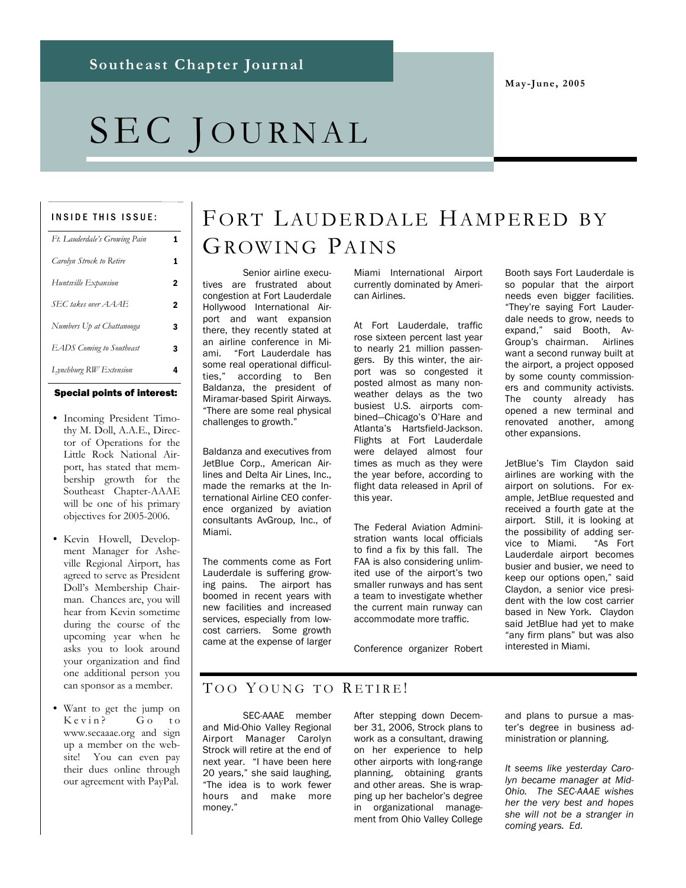Southeast Chapter Journal

May-June, 2005

# SEC JOURNAL

**INSIDE THIS ISSUE:**

| | |
|---|---|
| *Ft. Lauderdale's Growing Pain* | 1 |
| *Carolyn Strock to Retire* | 1 |
| *Huntsville Expansion* | 2 |
| *SEC takes over AAAE* | 2 |
| *Numbers Up at Chattanooga* | 3 |
| *EADS Coming to Southeast* | 3 |
| *Lynchburg RW Extension* | 4 |

**Special points of interest:**

- Incoming President Timothy M. Doll, A.A.E., Director of Operations for the Little Rock National Airport, has stated that membership growth for the Southeast Chapter-AAAE will be one of his primary objectives for 2005-2006.
- Kevin Howell, Development Manager for Asheville Regional Airport, has agreed to serve as President Doll's Membership Chairman. Chances are, you will hear from Kevin sometime during the course of the upcoming year when he asks you to look around your organization and find one additional person you can sponsor as a member.
- Want to get the jump on Kevin? Go to www.secaaae.org and sign up a member on the website! You can even pay their dues online through our agreement with PayPal.

## FORT LAUDERDALE HAMPERED BY GROWING PAINS

Senior airline executives are frustrated about congestion at Fort Lauderdale Hollywood International Airport and want expansion there, they recently stated at an airline conference in Miami. "Fort Lauderdale has some real operational difficulties," according to Ben Baldanza, the president of Miramar-based Spirit Airways. "There are some real physical challenges to growth."

Baldanza and executives from JetBlue Corp., American Airlines and Delta Air Lines, Inc., made the remarks at the International Airline CEO conference organized by aviation consultants AvGroup, Inc., of Miami.

The comments come as Fort Lauderdale is suffering growing pains. The airport has boomed in recent years with new facilities and increased services, especially from low-cost carriers. Some growth came at the expense of larger Miami International Airport currently dominated by American Airlines.

At Fort Lauderdale, traffic rose sixteen percent last year to nearly 21 million passengers. By this winter, the airport was so congested it posted almost as many nonweather delays as the two busiest U.S. airports combined—Chicago's O'Hare and Atlanta's Hartsfield-Jackson. Flights at Fort Lauderdale were delayed almost four times as much as they were the year before, according to flight data released in April of this year.

The Federal Aviation Administration wants local officials to find a fix by this fall. The FAA is also considering unlimited use of the airport's two smaller runways and has sent a team to investigate whether the current main runway can accommodate more traffic.

Conference organizer Robert Booth says Fort Lauderdale is so popular that the airport needs even bigger facilities. "They're saying Fort Lauderdale needs to grow, needs to expand," said Booth, AvGroup's chairman. Airlines want a second runway built at the airport, a project opposed by some county commissioners and community activists. The county already has opened a new terminal and renovated another, among other expansions.

JetBlue's Tim Claydon said airlines are working with the airport on solutions. For example, JetBlue requested and received a fourth gate at the airport. Still, it is looking at the possibility of adding service to Miami. "As Fort Lauderdale airport becomes busier and busier, we need to keep our options open," said Claydon, a senior vice president with the low cost carrier based in New York. Claydon said JetBlue had yet to make "any firm plans" but was also interested in Miami.

## TOO YOUNG TO RETIRE!

SEC-AAAE member and Mid-Ohio Valley Regional Airport Manager Carolyn Strock will retire at the end of next year. "I have been here 20 years," she said laughing, "The idea is to work fewer hours and make more money."

After stepping down December 31, 2006, Strock plans to work as a consultant, drawing on her experience to help other airports with long-range planning, obtaining grants and other areas. She is wrapping up her bachelor's degree in organizational management from Ohio Valley College and plans to pursue a master's degree in business administration or planning.

*It seems like yesterday Carolyn became manager at Mid-Ohio. The SEC-AAAE wishes her the very best and hopes she will not be a stranger in coming years. Ed.*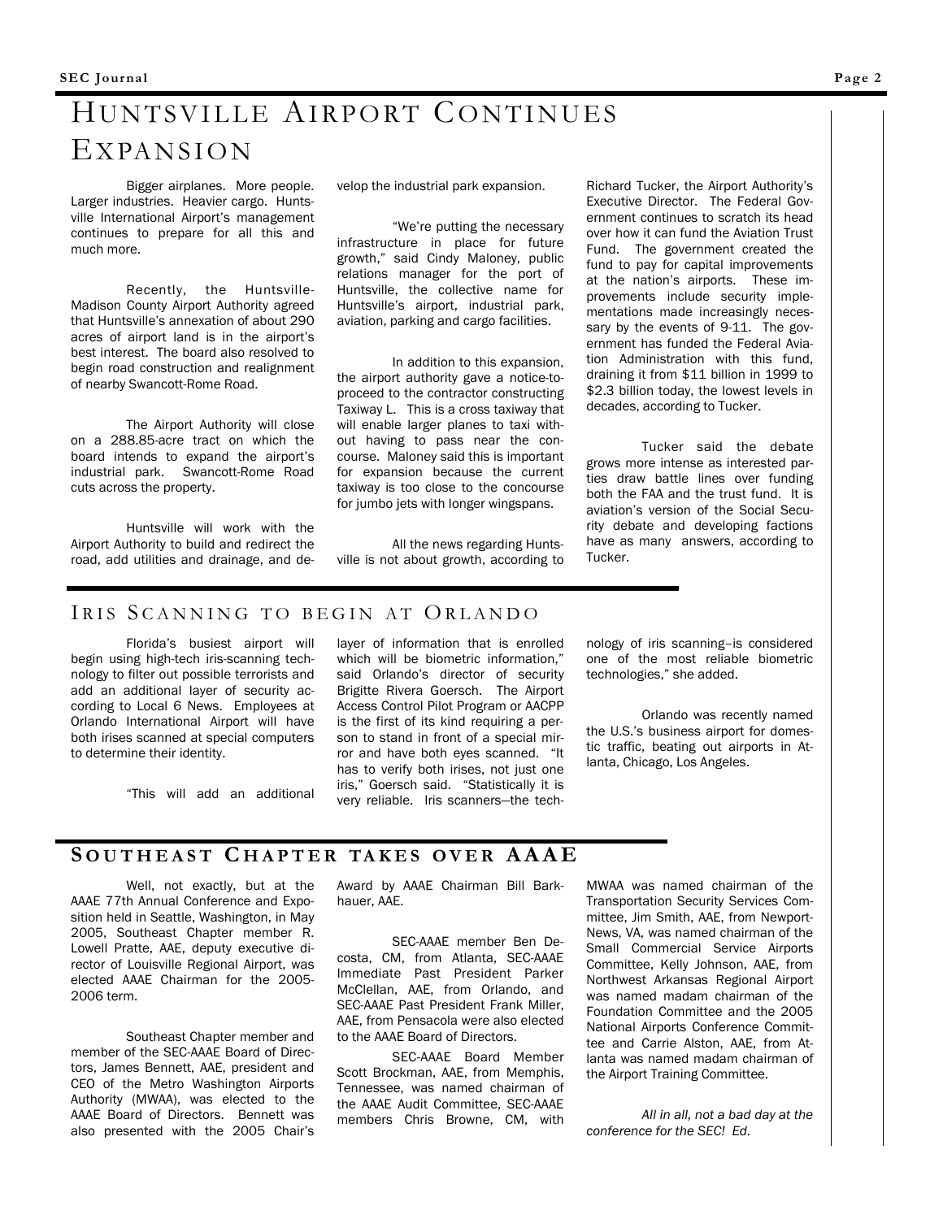# Huntsville Airport Continues Expansion

Bigger airplanes. More people. Larger industries. Heavier cargo. Huntsville International Airport's management continues to prepare for all this and much more.

Recently, the Huntsville-Madison County Airport Authority agreed that Huntsville's annexation of about 290 acres of airport land is in the airport's best interest. The board also resolved to begin road construction and realignment of nearby Swancott-Rome Road.

The Airport Authority will close on a 288.85-acre tract on which the board intends to expand the airport's industrial park. Swancott-Rome Road cuts across the property.

Huntsville will work with the Airport Authority to build and redirect the road, add utilities and drainage, and develop the industrial park expansion.

"We're putting the necessary infrastructure in place for future growth," said Cindy Maloney, public relations manager for the port of Huntsville, the collective name for Huntsville's airport, industrial park, aviation, parking and cargo facilities.

In addition to this expansion, the airport authority gave a notice-to-proceed to the contractor constructing Taxiway L. This is a cross taxiway that will enable larger planes to taxi without having to pass near the concourse. Maloney said this is important for expansion because the current taxiway is too close to the concourse for jumbo jets with longer wingspans.

All the news regarding Huntsville is not about growth, according to Richard Tucker, the Airport Authority's Executive Director. The Federal Government continues to scratch its head over how it can fund the Aviation Trust Fund. The government created the fund to pay for capital improvements at the nation's airports. These improvements include security implementations made increasingly necessary by the events of 9-11. The government has funded the Federal Aviation Administration with this fund, draining it from $11 billion in 1999 to $2.3 billion today, the lowest levels in decades, according to Tucker.

Tucker said the debate grows more intense as interested parties draw battle lines over funding both the FAA and the trust fund. It is aviation's version of the Social Security debate and developing factions have as many answers, according to Tucker.

## Iris Scanning to Begin at Orlando

Florida's busiest airport will begin using high-tech iris-scanning technology to filter out possible terrorists and add an additional layer of security according to Local 6 News. Employees at Orlando International Airport will have both irises scanned at special computers to determine their identity.

"This will add an additional layer of information that is enrolled which will be biometric information," said Orlando's director of security Brigitte Rivera Goersch. The Airport Access Control Pilot Program or AACPP is the first of its kind requiring a person to stand in front of a special mirror and have both eyes scanned. "It has to verify both irises, not just one iris," Goersch said. "Statistically it is very reliable. Iris scanners—the technology of iris scanning–is considered one of the most reliable biometric technologies," she added.

Orlando was recently named the U.S.'s business airport for domestic traffic, beating out airports in Atlanta, Chicago, Los Angeles.

## **Southeast Chapter takes over AAAE**

Well, not exactly, but at the AAAE 77th Annual Conference and Exposition held in Seattle, Washington, in May 2005, Southeast Chapter member R. Lowell Pratte, AAE, deputy executive director of Louisville Regional Airport, was elected AAAE Chairman for the 2005-2006 term.

Southeast Chapter member and member of the SEC-AAAE Board of Directors, James Bennett, AAE, president and CEO of the Metro Washington Airports Authority (MWAA), was elected to the AAAE Board of Directors. Bennett was also presented with the 2005 Chair's Award by AAAE Chairman Bill Barkhauer, AAE.

SEC-AAAE member Ben Decosta, CM, from Atlanta, SEC-AAAE Immediate Past President Parker McClellan, AAE, from Orlando, and SEC-AAAE Past President Frank Miller, AAE, from Pensacola were also elected to the AAAE Board of Directors.

SEC-AAAE Board Member Scott Brockman, AAE, from Memphis, Tennessee, was named chairman of the AAAE Audit Committee, SEC-AAAE members Chris Browne, CM, with MWAA was named chairman of the Transportation Security Services Committee, Jim Smith, AAE, from Newport-News, VA, was named chairman of the Small Commercial Service Airports Committee, Kelly Johnson, AAE, from Northwest Arkansas Regional Airport was named madam chairman of the Foundation Committee and the 2005 National Airports Conference Committee and Carrie Alston, AAE, from Atlanta was named madam chairman of the Airport Training Committee.

*All in all, not a bad day at the conference for the SEC! Ed.*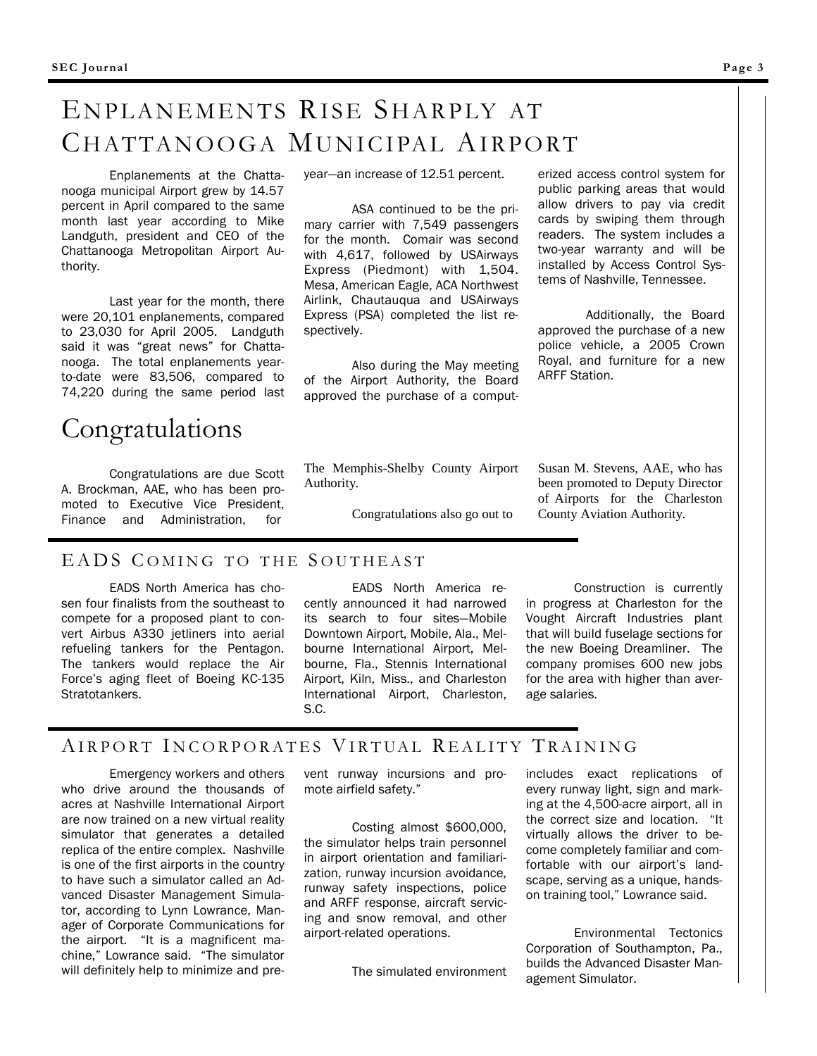# Enplanements Rise Sharply at Chattanooga Municipal Airport

Enplanements at the Chattanooga municipal Airport grew by 14.57 percent in April compared to the same month last year according to Mike Landguth, president and CEO of the Chattanooga Metropolitan Airport Authority.

Last year for the month, there were 20,101 enplanements, compared to 23,030 for April 2005. Landguth said it was "great news" for Chattanooga. The total enplanements year-to-date were 83,506, compared to 74,220 during the same period last year—an increase of 12.51 percent.

ASA continued to be the primary carrier with 7,549 passengers for the month. Comair was second with 4,617, followed by USAirways Express (Piedmont) with 1,504. Mesa, American Eagle, ACA Northwest Airlink, Chautauqua and USAirways Express (PSA) completed the list respectively.

Also during the May meeting of the Airport Authority, the Board approved the purchase of a computerized access control system for public parking areas that would allow drivers to pay via credit cards by swiping them through readers. The system includes a two-year warranty and will be installed by Access Control Systems of Nashville, Tennessee.

Additionally, the Board approved the purchase of a new police vehicle, a 2005 Crown Royal, and furniture for a new ARFF Station.

# Congratulations

Congratulations are due Scott A. Brockman, AAE, who has been promoted to Executive Vice President, Finance and Administration, for The Memphis-Shelby County Airport Authority.

Congratulations also go out to Susan M. Stevens, AAE, who has been promoted to Deputy Director of Airports for the Charleston County Aviation Authority.

## EADS Coming to the Southeast

EADS North America has chosen four finalists from the southeast to compete for a proposed plant to convert Airbus A330 jetliners into aerial refueling tankers for the Pentagon. The tankers would replace the Air Force's aging fleet of Boeing KC-135 Stratotankers.

EADS North America recently announced it had narrowed its search to four sites—Mobile Downtown Airport, Mobile, Ala., Melbourne International Airport, Melbourne, Fla., Stennis International Airport, Kiln, Miss., and Charleston International Airport, Charleston, S.C.

Construction is currently in progress at Charleston for the Vought Aircraft Industries plant that will build fuselage sections for the new Boeing Dreamliner. The company promises 600 new jobs for the area with higher than average salaries.

## Airport Incorporates Virtual Reality Training

Emergency workers and others who drive around the thousands of acres at Nashville International Airport are now trained on a new virtual reality simulator that generates a detailed replica of the entire complex. Nashville is one of the first airports in the country to have such a simulator called an Advanced Disaster Management Simulator, according to Lynn Lowrance, Manager of Corporate Communications for the airport. "It is a magnificent machine," Lowrance said. "The simulator will definitely help to minimize and prevent runway incursions and promote airfield safety."

Costing almost $600,000, the simulator helps train personnel in airport orientation and familiarization, runway incursion avoidance, runway safety inspections, police and ARFF response, aircraft servicing and snow removal, and other airport-related operations.

The simulated environment includes exact replications of every runway light, sign and marking at the 4,500-acre airport, all in the correct size and location. "It virtually allows the driver to become completely familiar and comfortable with our airport's landscape, serving as a unique, hands-on training tool," Lowrance said.

Environmental Tectonics Corporation of Southampton, Pa., builds the Advanced Disaster Management Simulator.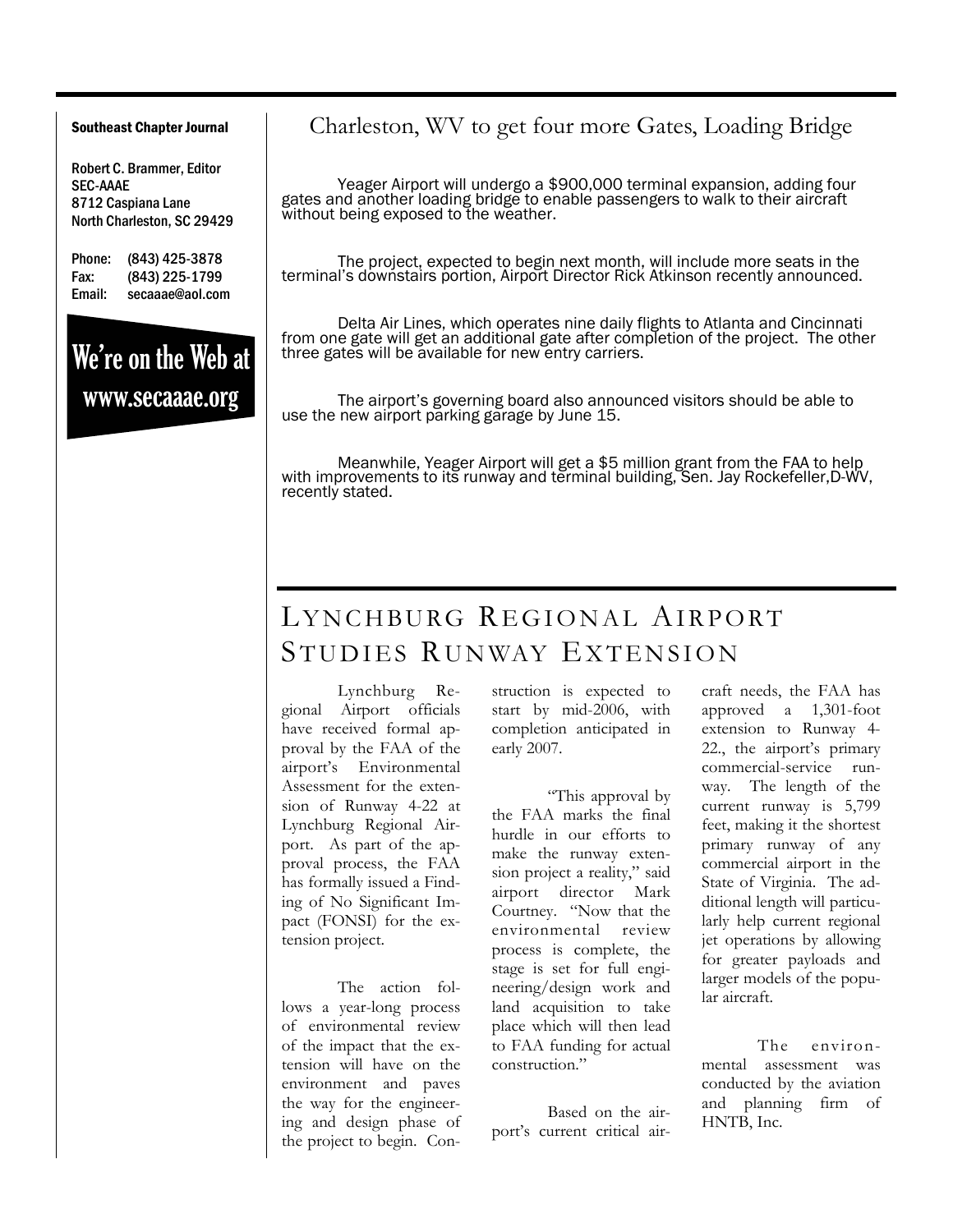**Southeast Chapter Journal**

**Robert C. Brammer, Editor**
**SEC-AAAE**
**8712 Caspiana Lane**
**North Charleston, SC 29429**

**Phone:** (843) 425-3878
**Fax:** (843) 225-1799
**Email:** secaaae@aol.com

**We're on the Web at www.secaaae.org**

## Charleston, WV to get four more Gates, Loading Bridge

Yeager Airport will undergo a $900,000 terminal expansion, adding four gates and another loading bridge to enable passengers to walk to their aircraft without being exposed to the weather.

The project, expected to begin next month, will include more seats in the terminal's downstairs portion, Airport Director Rick Atkinson recently announced.

Delta Air Lines, which operates nine daily flights to Atlanta and Cincinnati from one gate will get an additional gate after completion of the project. The other three gates will be available for new entry carriers.

The airport's governing board also announced visitors should be able to use the new airport parking garage by June 15.

Meanwhile, Yeager Airport will get a $5 million grant from the FAA to help with improvements to its runway and terminal building, Sen. Jay Rockefeller,D-WV, recently stated.

## Lynchburg Regional Airport Studies Runway Extension

Lynchburg Regional Airport officials have received formal approval by the FAA of the airport's Environmental Assessment for the extension of Runway 4-22 at Lynchburg Regional Airport. As part of the approval process, the FAA has formally issued a Finding of No Significant Impact (FONSI) for the extension project.

The action follows a year-long process of environmental review of the impact that the extension will have on the environment and paves the way for the engineering and design phase of the project to begin. Construction is expected to start by mid-2006, with completion anticipated in early 2007.

"This approval by the FAA marks the final hurdle in our efforts to make the runway extension project a reality," said airport director Mark Courtney. "Now that the environmental review process is complete, the stage is set for full engineering/design work and land acquisition to take place which will then lead to FAA funding for actual construction."

Based on the airport's current critical aircraft needs, the FAA has approved a 1,301-foot extension to Runway 4-22., the airport's primary commercial-service runway. The length of the current runway is 5,799 feet, making it the shortest primary runway of any commercial airport in the State of Virginia. The additional length will particularly help current regional jet operations by allowing for greater payloads and larger models of the popular aircraft.

The environmental assessment was conducted by the aviation and planning firm of HNTB, Inc.